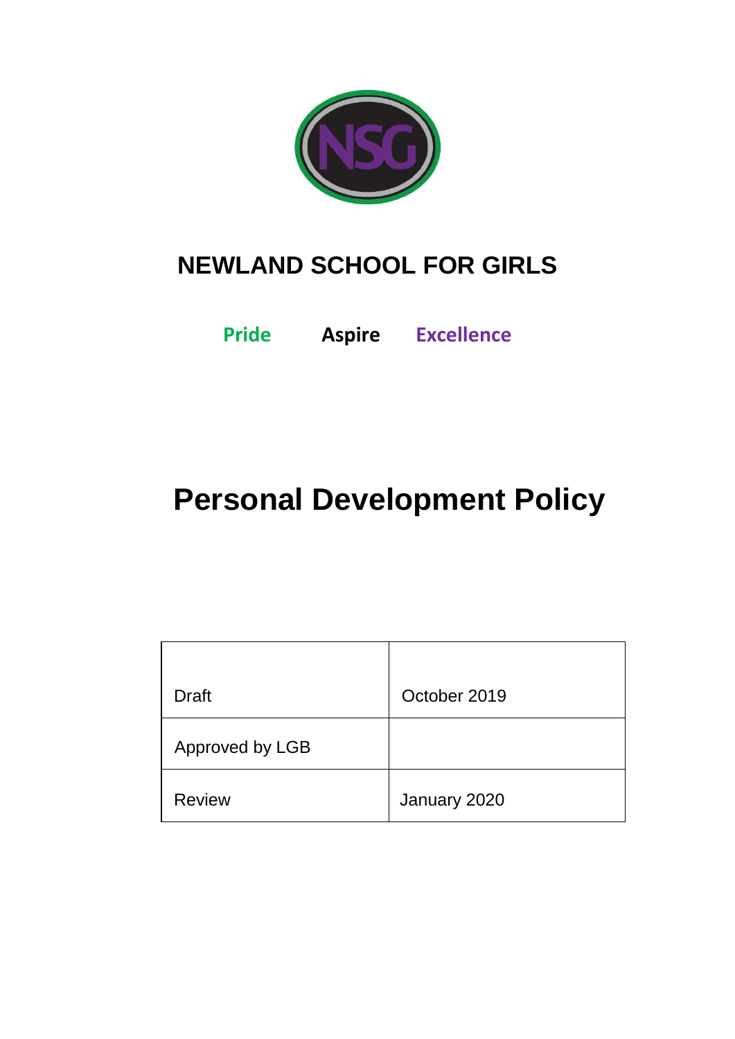# NEWLAND SCHOOL FOR GIRLS

**Pride** **Aspire** **Excellence**

# Personal Development Policy

| Draft | October 2019 |
|---|---|
| Approved by LGB | |
| Review | January 2020 |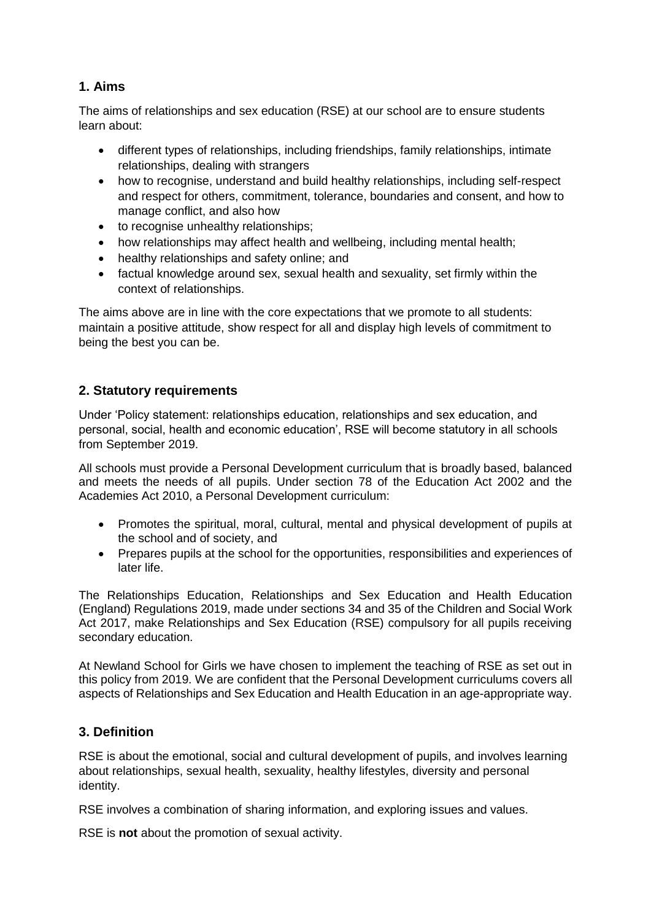## 1. Aims

The aims of relationships and sex education (RSE) at our school are to ensure students learn about:

- different types of relationships, including friendships, family relationships, intimate relationships, dealing with strangers
- how to recognise, understand and build healthy relationships, including self-respect and respect for others, commitment, tolerance, boundaries and consent, and how to manage conflict, and also how
- to recognise unhealthy relationships;
- how relationships may affect health and wellbeing, including mental health;
- healthy relationships and safety online; and
- factual knowledge around sex, sexual health and sexuality, set firmly within the context of relationships.

The aims above are in line with the core expectations that we promote to all students: maintain a positive attitude, show respect for all and display high levels of commitment to being the best you can be.

## 2. Statutory requirements

Under 'Policy statement: relationships education, relationships and sex education, and personal, social, health and economic education', RSE will become statutory in all schools from September 2019.

All schools must provide a Personal Development curriculum that is broadly based, balanced and meets the needs of all pupils. Under section 78 of the Education Act 2002 and the Academies Act 2010, a Personal Development curriculum:

- Promotes the spiritual, moral, cultural, mental and physical development of pupils at the school and of society, and
- Prepares pupils at the school for the opportunities, responsibilities and experiences of later life.

The Relationships Education, Relationships and Sex Education and Health Education (England) Regulations 2019, made under sections 34 and 35 of the Children and Social Work Act 2017, make Relationships and Sex Education (RSE) compulsory for all pupils receiving secondary education.

At Newland School for Girls we have chosen to implement the teaching of RSE as set out in this policy from 2019. We are confident that the Personal Development curriculums covers all aspects of Relationships and Sex Education and Health Education in an age-appropriate way.

## 3. Definition

RSE is about the emotional, social and cultural development of pupils, and involves learning about relationships, sexual health, sexuality, healthy lifestyles, diversity and personal identity.

RSE involves a combination of sharing information, and exploring issues and values.

RSE is **not** about the promotion of sexual activity.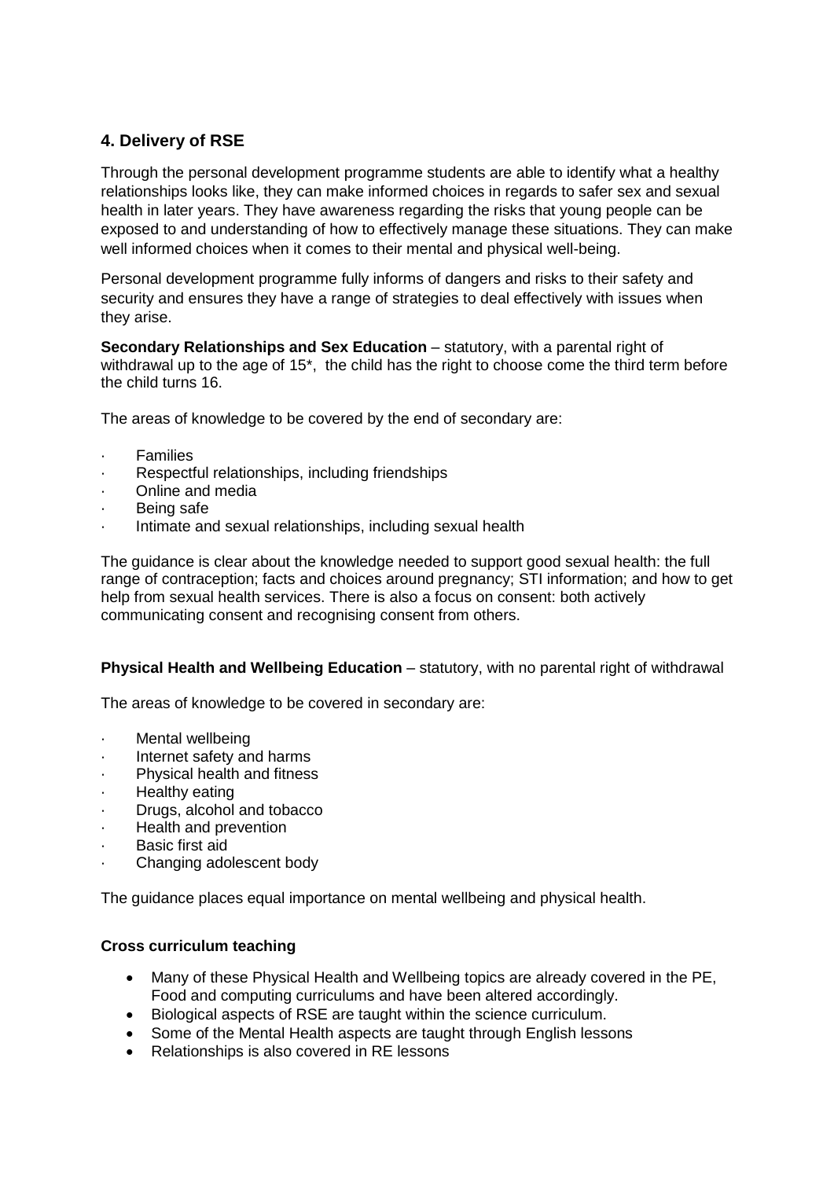## 4. Delivery of RSE

Through the personal development programme students are able to identify what a healthy relationships looks like, they can make informed choices in regards to safer sex and sexual health in later years. They have awareness regarding the risks that young people can be exposed to and understanding of how to effectively manage these situations. They can make well informed choices when it comes to their mental and physical well-being.

Personal development programme fully informs of dangers and risks to their safety and security and ensures they have a range of strategies to deal effectively with issues when they arise.

**Secondary Relationships and Sex Education** – statutory, with a parental right of withdrawal up to the age of 15*, the child has the right to choose come the third term before the child turns 16.

The areas of knowledge to be covered by the end of secondary are:

- Families
- Respectful relationships, including friendships
- Online and media
- Being safe
- Intimate and sexual relationships, including sexual health

The guidance is clear about the knowledge needed to support good sexual health: the full range of contraception; facts and choices around pregnancy; STI information; and how to get help from sexual health services. There is also a focus on consent: both actively communicating consent and recognising consent from others.

**Physical Health and Wellbeing Education** – statutory, with no parental right of withdrawal

The areas of knowledge to be covered in secondary are:

- Mental wellbeing
- Internet safety and harms
- Physical health and fitness
- Healthy eating
- Drugs, alcohol and tobacco
- Health and prevention
- Basic first aid
- Changing adolescent body

The guidance places equal importance on mental wellbeing and physical health.

**Cross curriculum teaching**

- Many of these Physical Health and Wellbeing topics are already covered in the PE, Food and computing curriculums and have been altered accordingly.
- Biological aspects of RSE are taught within the science curriculum.
- Some of the Mental Health aspects are taught through English lessons
- Relationships is also covered in RE lessons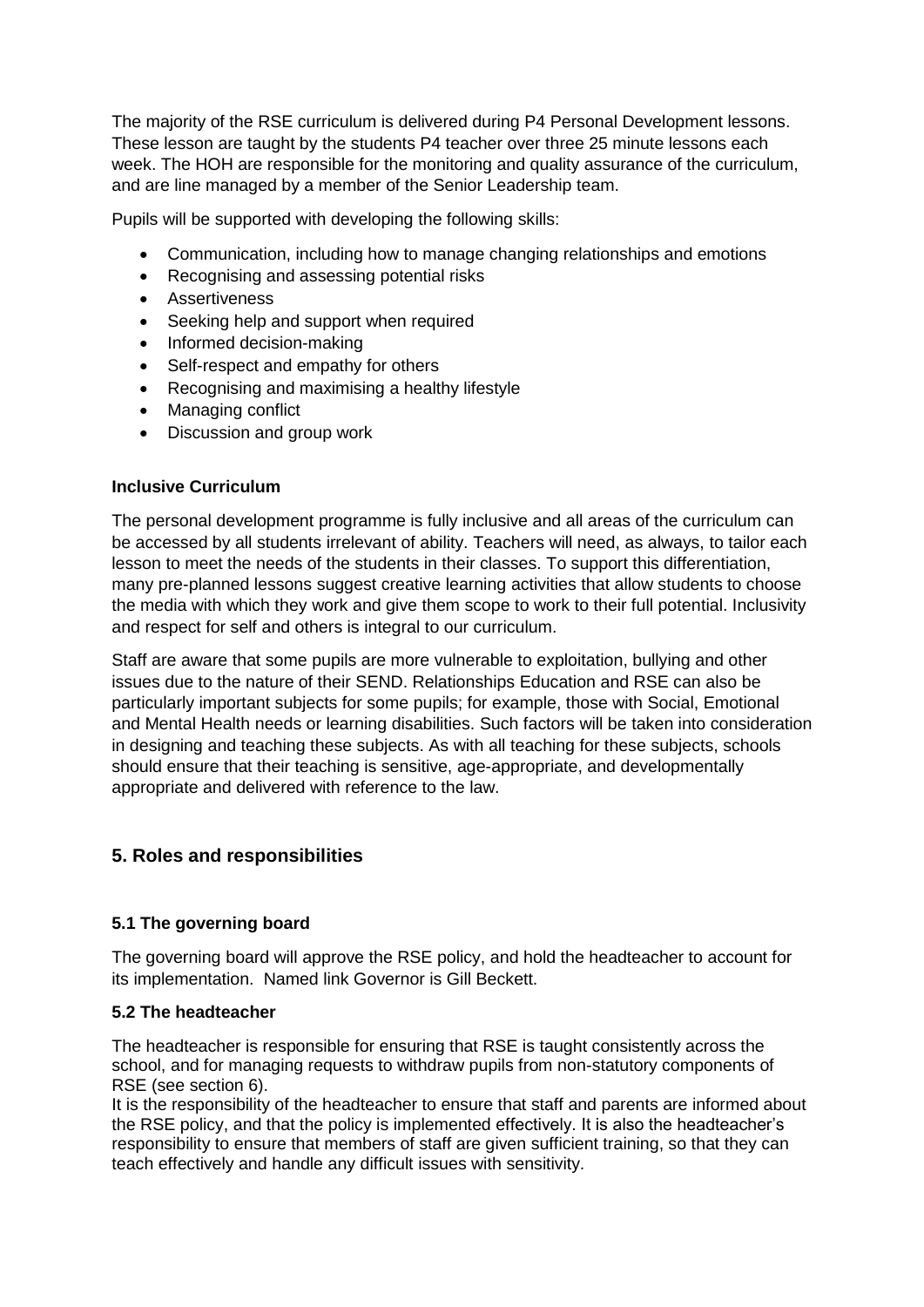The majority of the RSE curriculum is delivered during P4 Personal Development lessons. These lesson are taught by the students P4 teacher over three 25 minute lessons each week. The HOH are responsible for the monitoring and quality assurance of the curriculum, and are line managed by a member of the Senior Leadership team.

Pupils will be supported with developing the following skills:

- Communication, including how to manage changing relationships and emotions
- Recognising and assessing potential risks
- Assertiveness
- Seeking help and support when required
- Informed decision-making
- Self-respect and empathy for others
- Recognising and maximising a healthy lifestyle
- Managing conflict
- Discussion and group work

**Inclusive Curriculum**

The personal development programme is fully inclusive and all areas of the curriculum can be accessed by all students irrelevant of ability. Teachers will need, as always, to tailor each lesson to meet the needs of the students in their classes. To support this differentiation, many pre-planned lessons suggest creative learning activities that allow students to choose the media with which they work and give them scope to work to their full potential. Inclusivity and respect for self and others is integral to our curriculum.

Staff are aware that some pupils are more vulnerable to exploitation, bullying and other issues due to the nature of their SEND. Relationships Education and RSE can also be particularly important subjects for some pupils; for example, those with Social, Emotional and Mental Health needs or learning disabilities. Such factors will be taken into consideration in designing and teaching these subjects. As with all teaching for these subjects, schools should ensure that their teaching is sensitive, age-appropriate, and developmentally appropriate and delivered with reference to the law.

## 5. Roles and responsibilities

### 5.1 The governing board

The governing board will approve the RSE policy, and hold the headteacher to account for its implementation. Named link Governor is Gill Beckett.

### 5.2 The headteacher

The headteacher is responsible for ensuring that RSE is taught consistently across the school, and for managing requests to withdraw pupils from non-statutory components of RSE (see section 6).

It is the responsibility of the headteacher to ensure that staff and parents are informed about the RSE policy, and that the policy is implemented effectively. It is also the headteacher's responsibility to ensure that members of staff are given sufficient training, so that they can teach effectively and handle any difficult issues with sensitivity.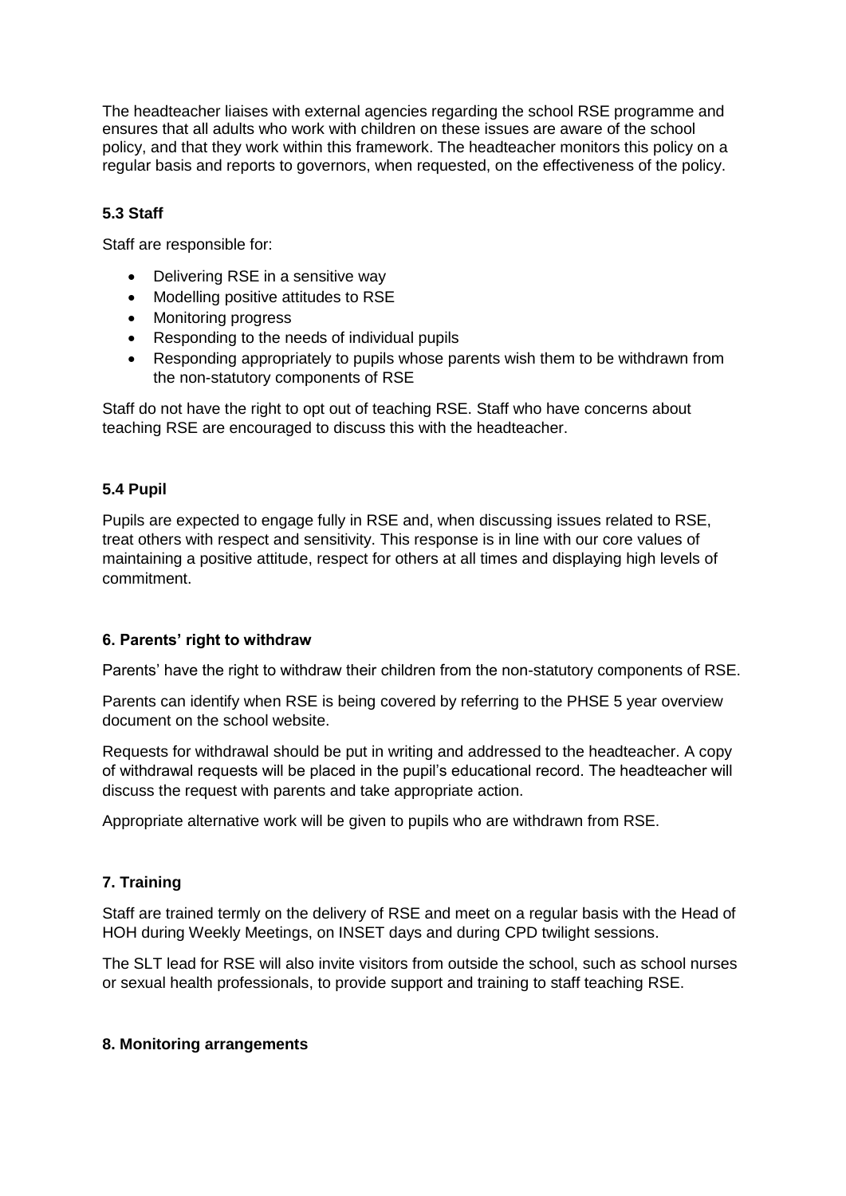The headteacher liaises with external agencies regarding the school RSE programme and ensures that all adults who work with children on these issues are aware of the school policy, and that they work within this framework. The headteacher monitors this policy on a regular basis and reports to governors, when requested, on the effectiveness of the policy.

### 5.3 Staff

Staff are responsible for:

- Delivering RSE in a sensitive way
- Modelling positive attitudes to RSE
- Monitoring progress
- Responding to the needs of individual pupils
- Responding appropriately to pupils whose parents wish them to be withdrawn from the non-statutory components of RSE

Staff do not have the right to opt out of teaching RSE. Staff who have concerns about teaching RSE are encouraged to discuss this with the headteacher.

### 5.4 Pupil

Pupils are expected to engage fully in RSE and, when discussing issues related to RSE, treat others with respect and sensitivity. This response is in line with our core values of maintaining a positive attitude, respect for others at all times and displaying high levels of commitment.

## 6. Parents' right to withdraw

Parents' have the right to withdraw their children from the non-statutory components of RSE.

Parents can identify when RSE is being covered by referring to the PHSE 5 year overview document on the school website.

Requests for withdrawal should be put in writing and addressed to the headteacher. A copy of withdrawal requests will be placed in the pupil's educational record. The headteacher will discuss the request with parents and take appropriate action.

Appropriate alternative work will be given to pupils who are withdrawn from RSE.

## 7. Training

Staff are trained termly on the delivery of RSE and meet on a regular basis with the Head of HOH during Weekly Meetings, on INSET days and during CPD twilight sessions.

The SLT lead for RSE will also invite visitors from outside the school, such as school nurses or sexual health professionals, to provide support and training to staff teaching RSE.

## 8. Monitoring arrangements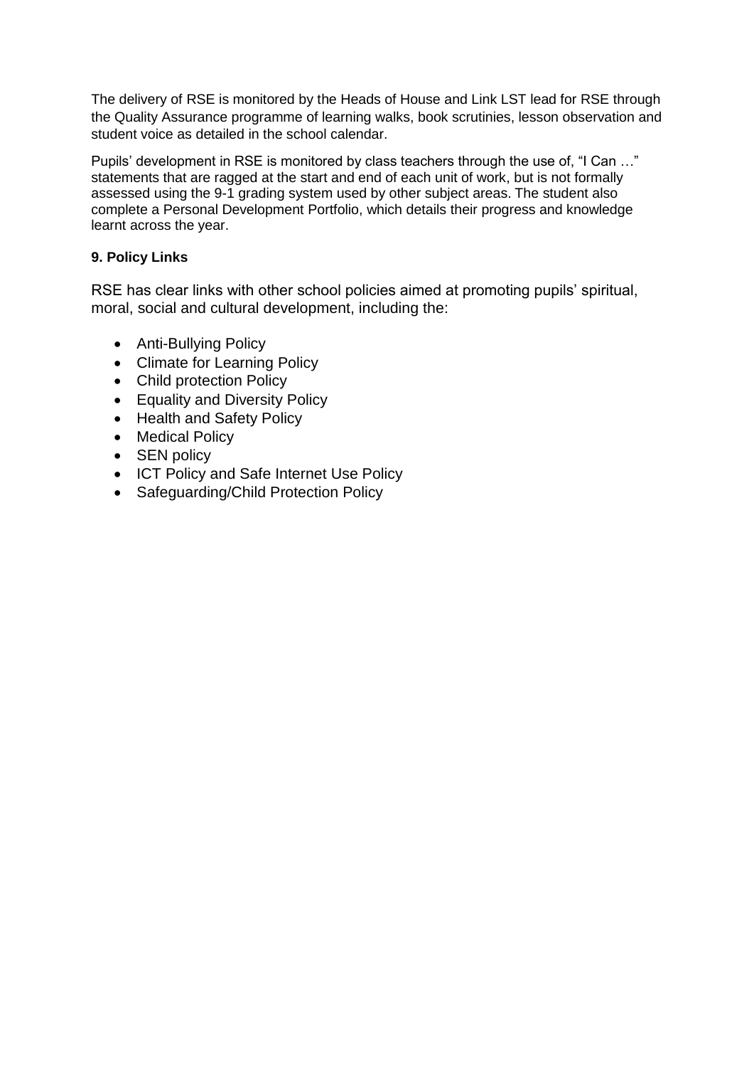The delivery of RSE is monitored by the Heads of House and Link LST lead for RSE through the Quality Assurance programme of learning walks, book scrutinies, lesson observation and student voice as detailed in the school calendar.

Pupils' development in RSE is monitored by class teachers through the use of, "I Can …" statements that are ragged at the start and end of each unit of work, but is not formally assessed using the 9-1 grading system used by other subject areas. The student also complete a Personal Development Portfolio, which details their progress and knowledge learnt across the year.

**9. Policy Links**

RSE has clear links with other school policies aimed at promoting pupils' spiritual, moral, social and cultural development, including the:

- Anti-Bullying Policy
- Climate for Learning Policy
- Child protection Policy
- Equality and Diversity Policy
- Health and Safety Policy
- Medical Policy
- SEN policy
- ICT Policy and Safe Internet Use Policy
- Safeguarding/Child Protection Policy